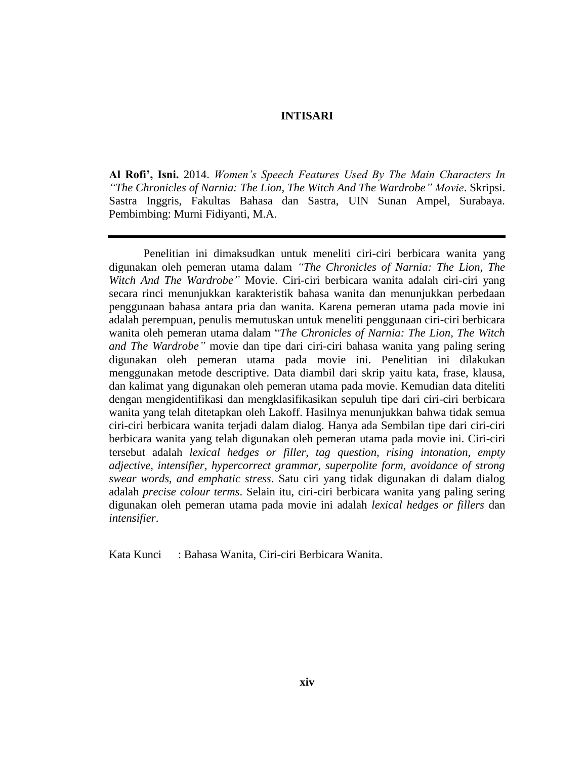# INTISARI

**Al Rofi', Isni.** 2014. *Women's Speech Features Used By The Main Characters In "The Chronicles of Narnia: The Lion, The Witch And The Wardrobe" Movie*. Skripsi. Sastra Inggris, Fakultas Bahasa dan Sastra, UIN Sunan Ampel, Surabaya. Pembimbing: Murni Fidiyanti, M.A.

---

Penelitian ini dimaksudkan untuk meneliti ciri-ciri berbicara wanita yang digunakan oleh pemeran utama dalam *"The Chronicles of Narnia: The Lion, The Witch And The Wardrobe"* Movie. Ciri-ciri berbicara wanita adalah ciri-ciri yang secara rinci menunjukkan karakteristik bahasa wanita dan menunjukkan perbedaan penggunaan bahasa antara pria dan wanita. Karena pemeran utama pada movie ini adalah perempuan, penulis memutuskan untuk meneliti penggunaan ciri-ciri berbicara wanita oleh pemeran utama dalam "*The Chronicles of Narnia: The Lion, The Witch and The Wardrobe"* movie dan tipe dari ciri-ciri bahasa wanita yang paling sering digunakan oleh pemeran utama pada movie ini. Penelitian ini dilakukan menggunakan metode descriptive. Data diambil dari skrip yaitu kata, frase, klausa, dan kalimat yang digunakan oleh pemeran utama pada movie. Kemudian data diteliti dengan mengidentifikasi dan mengklasifikasikan sepuluh tipe dari ciri-ciri berbicara wanita yang telah ditetapkan oleh Lakoff. Hasilnya menunjukkan bahwa tidak semua ciri-ciri berbicara wanita terjadi dalam dialog. Hanya ada Sembilan tipe dari ciri-ciri berbicara wanita yang telah digunakan oleh pemeran utama pada movie ini. Ciri-ciri tersebut adalah *lexical hedges or filler, tag question, rising intonation, empty adjective, intensifier, hypercorrect grammar, superpolite form, avoidance of strong swear words, and emphatic stress*. Satu ciri yang tidak digunakan di dalam dialog adalah *precise colour terms*. Selain itu, ciri-ciri berbicara wanita yang paling sering digunakan oleh pemeran utama pada movie ini adalah *lexical hedges or fillers* dan *intensifier*.

Kata Kunci : Bahasa Wanita, Ciri-ciri Berbicara Wanita.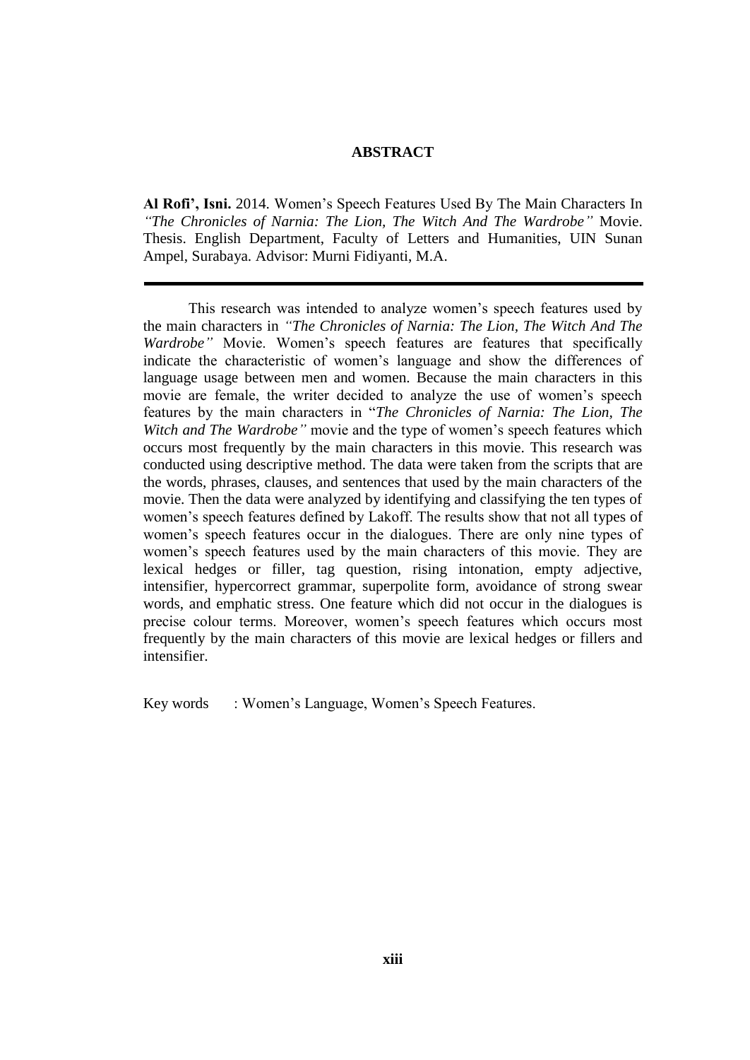# ABSTRACT

**Al Rofi', Isni.** 2014. Women's Speech Features Used By The Main Characters In *"The Chronicles of Narnia: The Lion, The Witch And The Wardrobe"* Movie. Thesis. English Department, Faculty of Letters and Humanities, UIN Sunan Ampel, Surabaya. Advisor: Murni Fidiyanti, M.A.

---

This research was intended to analyze women's speech features used by the main characters in *"The Chronicles of Narnia: The Lion, The Witch And The Wardrobe"* Movie. Women's speech features are features that specifically indicate the characteristic of women's language and show the differences of language usage between men and women. Because the main characters in this movie are female, the writer decided to analyze the use of women's speech features by the main characters in "*The Chronicles of Narnia: The Lion, The Witch and The Wardrobe"* movie and the type of women's speech features which occurs most frequently by the main characters in this movie. This research was conducted using descriptive method. The data were taken from the scripts that are the words, phrases, clauses, and sentences that used by the main characters of the movie. Then the data were analyzed by identifying and classifying the ten types of women's speech features defined by Lakoff. The results show that not all types of women's speech features occur in the dialogues. There are only nine types of women's speech features used by the main characters of this movie. They are lexical hedges or filler, tag question, rising intonation, empty adjective, intensifier, hypercorrect grammar, superpolite form, avoidance of strong swear words, and emphatic stress. One feature which did not occur in the dialogues is precise colour terms. Moreover, women's speech features which occurs most frequently by the main characters of this movie are lexical hedges or fillers and intensifier.

Key words : Women's Language, Women's Speech Features.